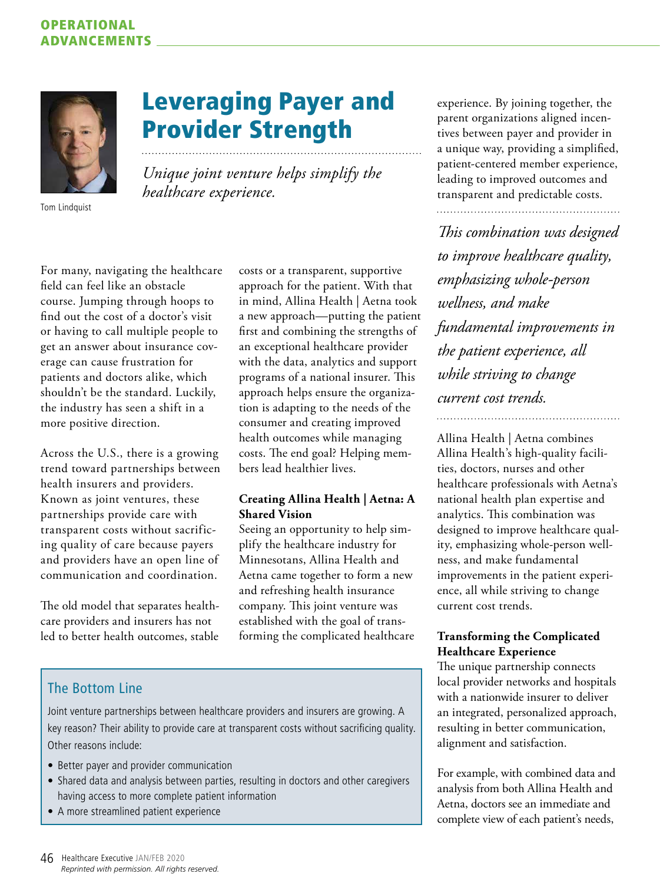OPERATIONAL ADVANCEMENTS

# Leveraging Payer and Provider Strength

*Unique joint venture helps simplify the healthcare experience.*

Tom Lindquist

For many, navigating the healthcare field can feel like an obstacle course. Jumping through hoops to find out the cost of a doctor's visit or having to call multiple people to get an answer about insurance coverage can cause frustration for patients and doctors alike, which shouldn't be the standard. Luckily, the industry has seen a shift in a more positive direction.

Across the U.S., there is a growing trend toward partnerships between health insurers and providers. Known as joint ventures, these partnerships provide care with transparent costs without sacrificing quality of care because payers and providers have an open line of communication and coordination.

The old model that separates healthcare providers and insurers has not led to better health outcomes, stable costs or a transparent, supportive approach for the patient. With that in mind, Allina Health | Aetna took a new approach—putting the patient first and combining the strengths of an exceptional healthcare provider with the data, analytics and support programs of a national insurer. This approach helps ensure the organization is adapting to the needs of the consumer and creating improved health outcomes while managing costs. The end goal? Helping members lead healthier lives.

### Creating Allina Health | Aetna: A Shared Vision

Seeing an opportunity to help simplify the healthcare industry for Minnesotans, Allina Health and Aetna came together to form a new and refreshing health insurance company. This joint venture was established with the goal of transforming the complicated healthcare experience. By joining together, the parent organizations aligned incentives between payer and provider in a unique way, providing a simplified, patient-centered member experience, leading to improved outcomes and transparent and predictable costs.

*This combination was designed to improve healthcare quality, emphasizing whole-person wellness, and make fundamental improvements in the patient experience, all while striving to change current cost trends.*

Allina Health | Aetna combines Allina Health's high-quality facilities, doctors, nurses and other healthcare professionals with Aetna's national health plan expertise and analytics. This combination was designed to improve healthcare quality, emphasizing whole-person wellness, and make fundamental improvements in the patient experience, all while striving to change current cost trends.

### Transforming the Complicated Healthcare Experience

The unique partnership connects local provider networks and hospitals with a nationwide insurer to deliver an integrated, personalized approach, resulting in better communication, alignment and satisfaction.

For example, with combined data and analysis from both Allina Health and Aetna, doctors see an immediate and complete view of each patient's needs,

> **The Bottom Line**
>
> Joint venture partnerships between healthcare providers and insurers are growing. A key reason? Their ability to provide care at transparent costs without sacrificing quality. Other reasons include:
>
> - Better payer and provider communication
> - Shared data and analysis between parties, resulting in doctors and other caregivers having access to more complete patient information
> - A more streamlined patient experience

*Reprinted with permission. All rights reserved.*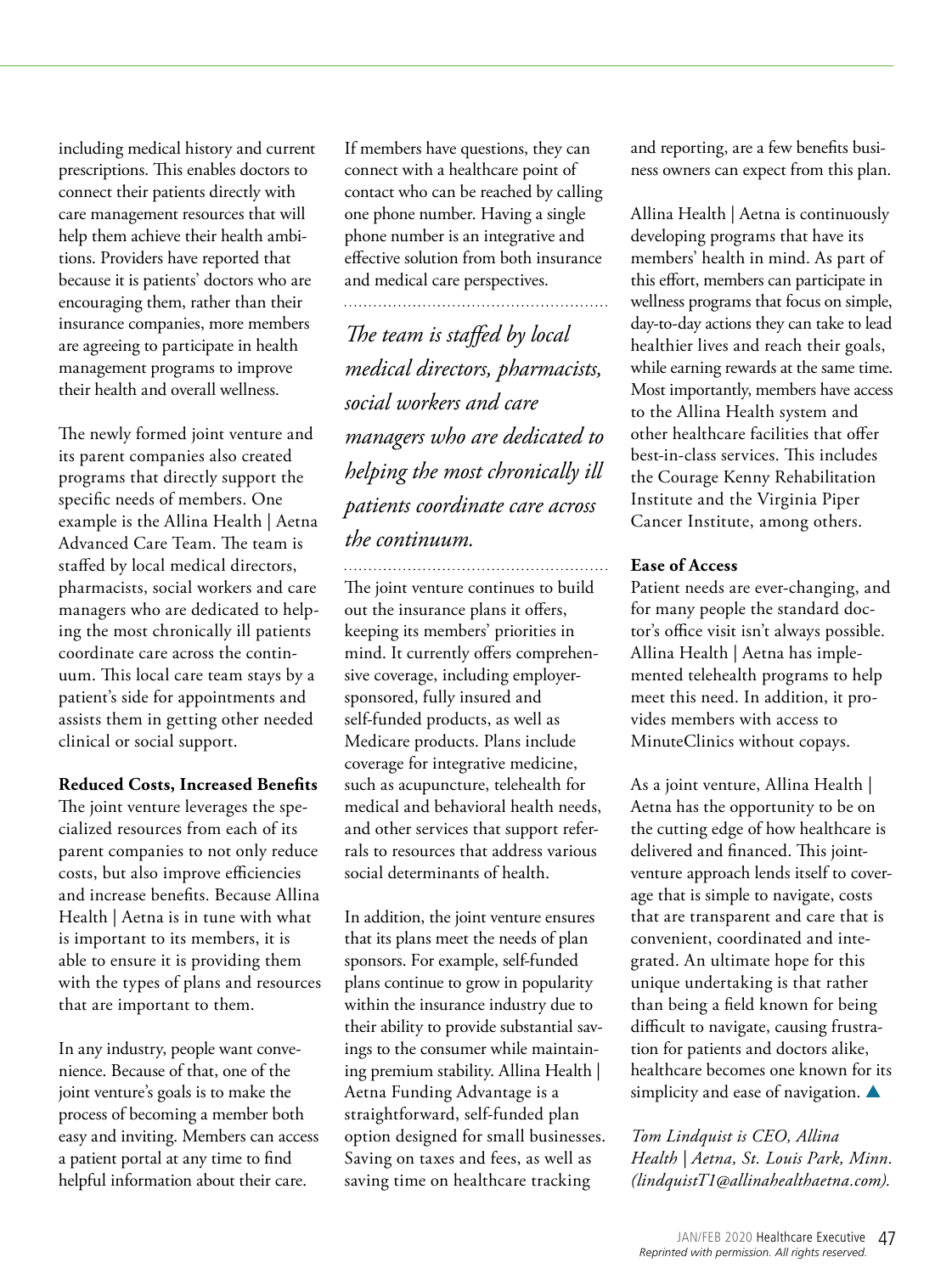including medical history and current prescriptions. This enables doctors to connect their patients directly with care management resources that will help them achieve their health ambitions. Providers have reported that because it is patients' doctors who are encouraging them, rather than their insurance companies, more members are agreeing to participate in health management programs to improve their health and overall wellness.

The newly formed joint venture and its parent companies also created programs that directly support the specific needs of members. One example is the Allina Health | Aetna Advanced Care Team. The team is staffed by local medical directors, pharmacists, social workers and care managers who are dedicated to helping the most chronically ill patients coordinate care across the continuum. This local care team stays by a patient's side for appointments and assists them in getting other needed clinical or social support.

**Reduced Costs, Increased Benefits**

The joint venture leverages the specialized resources from each of its parent companies to not only reduce costs, but also improve efficiencies and increase benefits. Because Allina Health | Aetna is in tune with what is important to its members, it is able to ensure it is providing them with the types of plans and resources that are important to them.

In any industry, people want convenience. Because of that, one of the joint venture's goals is to make the process of becoming a member both easy and inviting. Members can access a patient portal at any time to find helpful information about their care. If members have questions, they can connect with a healthcare point of contact who can be reached by calling one phone number. Having a single phone number is an integrative and effective solution from both insurance and medical care perspectives.

*The team is staffed by local medical directors, pharmacists, social workers and care managers who are dedicated to helping the most chronically ill patients coordinate care across the continuum.*

The joint venture continues to build out the insurance plans it offers, keeping its members' priorities in mind. It currently offers comprehensive coverage, including employer-sponsored, fully insured and self-funded products, as well as Medicare products. Plans include coverage for integrative medicine, such as acupuncture, telehealth for medical and behavioral health needs, and other services that support referrals to resources that address various social determinants of health.

In addition, the joint venture ensures that its plans meet the needs of plan sponsors. For example, self-funded plans continue to grow in popularity within the insurance industry due to their ability to provide substantial savings to the consumer while maintaining premium stability. Allina Health | Aetna Funding Advantage is a straightforward, self-funded plan option designed for small businesses. Saving on taxes and fees, as well as saving time on healthcare tracking and reporting, are a few benefits business owners can expect from this plan.

Allina Health | Aetna is continuously developing programs that have its members' health in mind. As part of this effort, members can participate in wellness programs that focus on simple, day-to-day actions they can take to lead healthier lives and reach their goals, while earning rewards at the same time. Most importantly, members have access to the Allina Health system and other healthcare facilities that offer best-in-class services. This includes the Courage Kenny Rehabilitation Institute and the Virginia Piper Cancer Institute, among others.

**Ease of Access**

Patient needs are ever-changing, and for many people the standard doctor's office visit isn't always possible. Allina Health | Aetna has implemented telehealth programs to help meet this need. In addition, it provides members with access to MinuteClinics without copays.

As a joint venture, Allina Health | Aetna has the opportunity to be on the cutting edge of how healthcare is delivered and financed. This joint-venture approach lends itself to coverage that is simple to navigate, costs that are transparent and care that is convenient, coordinated and integrated. An ultimate hope for this unique undertaking is that rather than being a field known for being difficult to navigate, causing frustration for patients and doctors alike, healthcare becomes one known for its simplicity and ease of navigation. ▲

*Tom Lindquist is CEO, Allina Health | Aetna, St. Louis Park, Minn. (lindquistT1@allinahealthaetna.com).*

*Reprinted with permission. All rights reserved.*